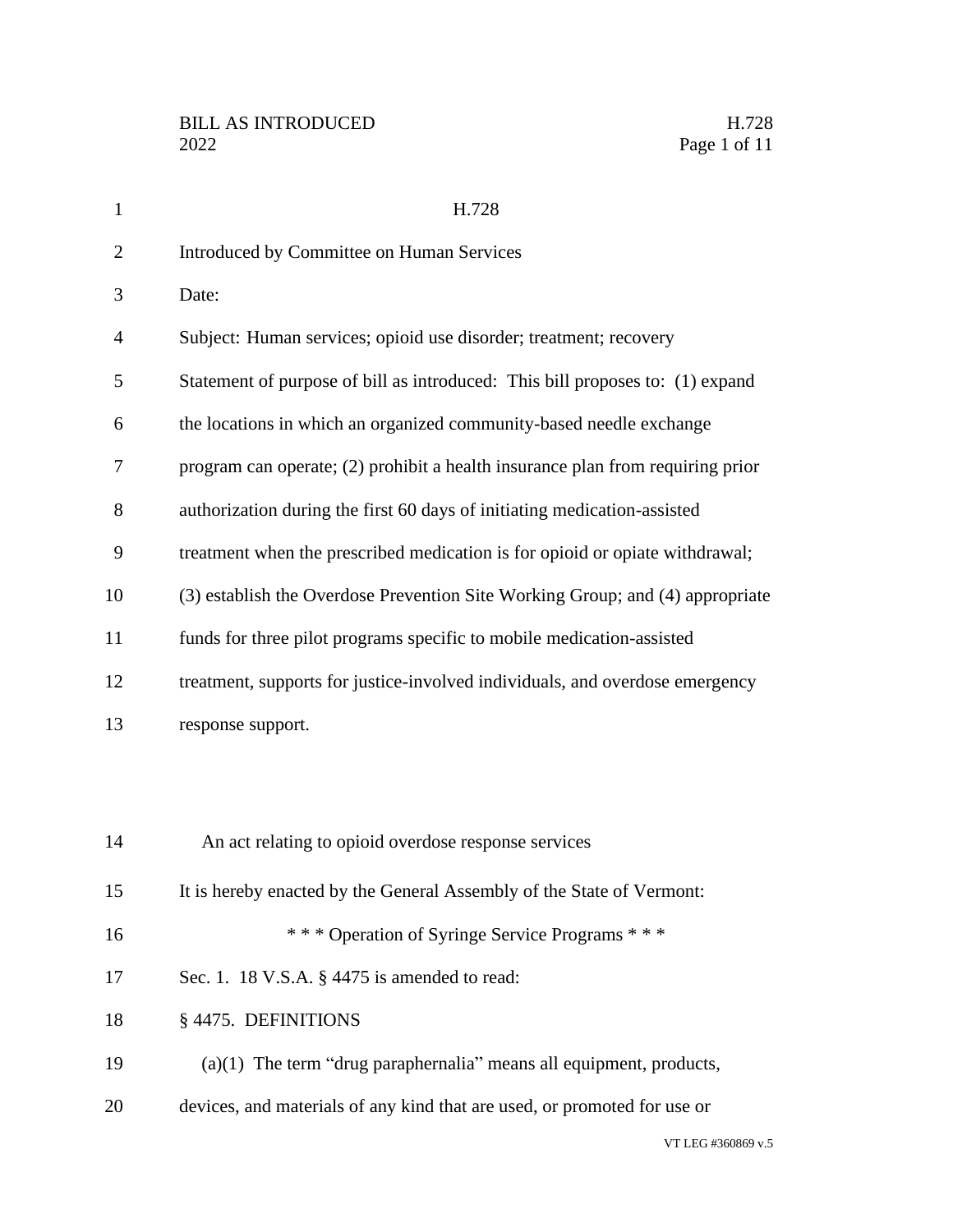H.728

Introduced by Committee on Human Services

Date:

Subject: Human services; opioid use disorder; treatment; recovery

Statement of purpose of bill as introduced: This bill proposes to: (1) expand the locations in which an organized community-based needle exchange program can operate; (2) prohibit a health insurance plan from requiring prior authorization during the first 60 days of initiating medication-assisted treatment when the prescribed medication is for opioid or opiate withdrawal; (3) establish the Overdose Prevention Site Working Group; and (4) appropriate funds for three pilot programs specific to mobile medication-assisted treatment, supports for justice-involved individuals, and overdose emergency response support.

An act relating to opioid overdose response services

It is hereby enacted by the General Assembly of the State of Vermont:

\* \* \* Operation of Syringe Service Programs \* \* \*

Sec. 1. 18 V.S.A. § 4475 is amended to read:

§ 4475. DEFINITIONS

(a)(1) The term "drug paraphernalia" means all equipment, products, devices, and materials of any kind that are used, or promoted for use or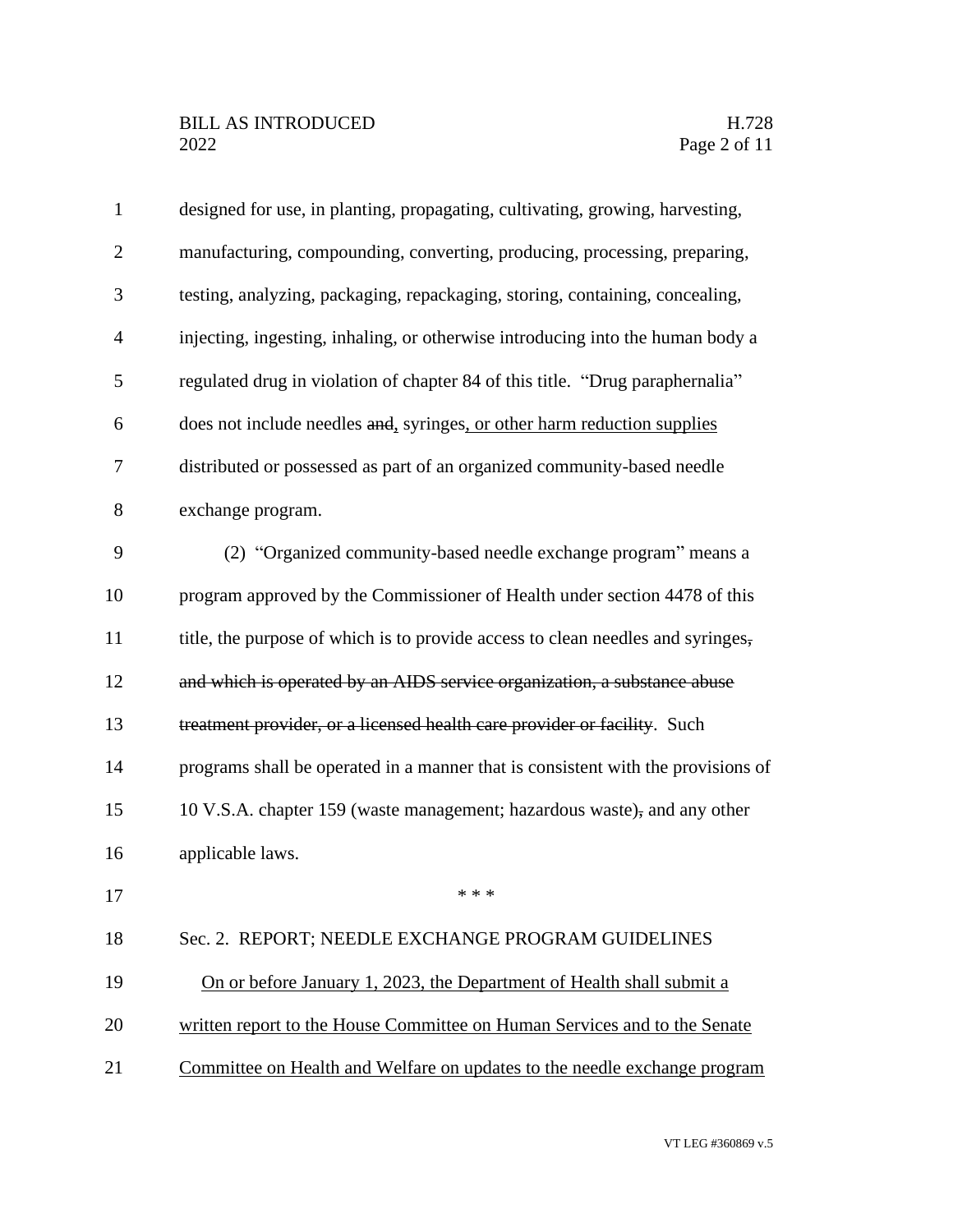designed for use, in planting, propagating, cultivating, growing, harvesting, manufacturing, compounding, converting, producing, processing, preparing, testing, analyzing, packaging, repackaging, storing, containing, concealing, injecting, ingesting, inhaling, or otherwise introducing into the human body a regulated drug in violation of chapter 84 of this title. "Drug paraphernalia" does not include needles ~~and~~<u>,</u> syringes<u>, or other harm reduction supplies</u> distributed or possessed as part of an organized community-based needle exchange program.

(2) "Organized community-based needle exchange program" means a program approved by the Commissioner of Health under section 4478 of this title, the purpose of which is to provide access to clean needles and syringes~~, and which is operated by an AIDS service organization, a substance abuse treatment provider, or a licensed health care provider or facility~~. Such programs shall be operated in a manner that is consistent with the provisions of 10 V.S.A. chapter 159 (waste management; hazardous waste)~~,~~ and any other applicable laws.

\* \* \*

Sec. 2. REPORT; NEEDLE EXCHANGE PROGRAM GUIDELINES

<u>On or before January 1, 2023, the Department of Health shall submit a written report to the House Committee on Human Services and to the Senate Committee on Health and Welfare on updates to the needle exchange program</u>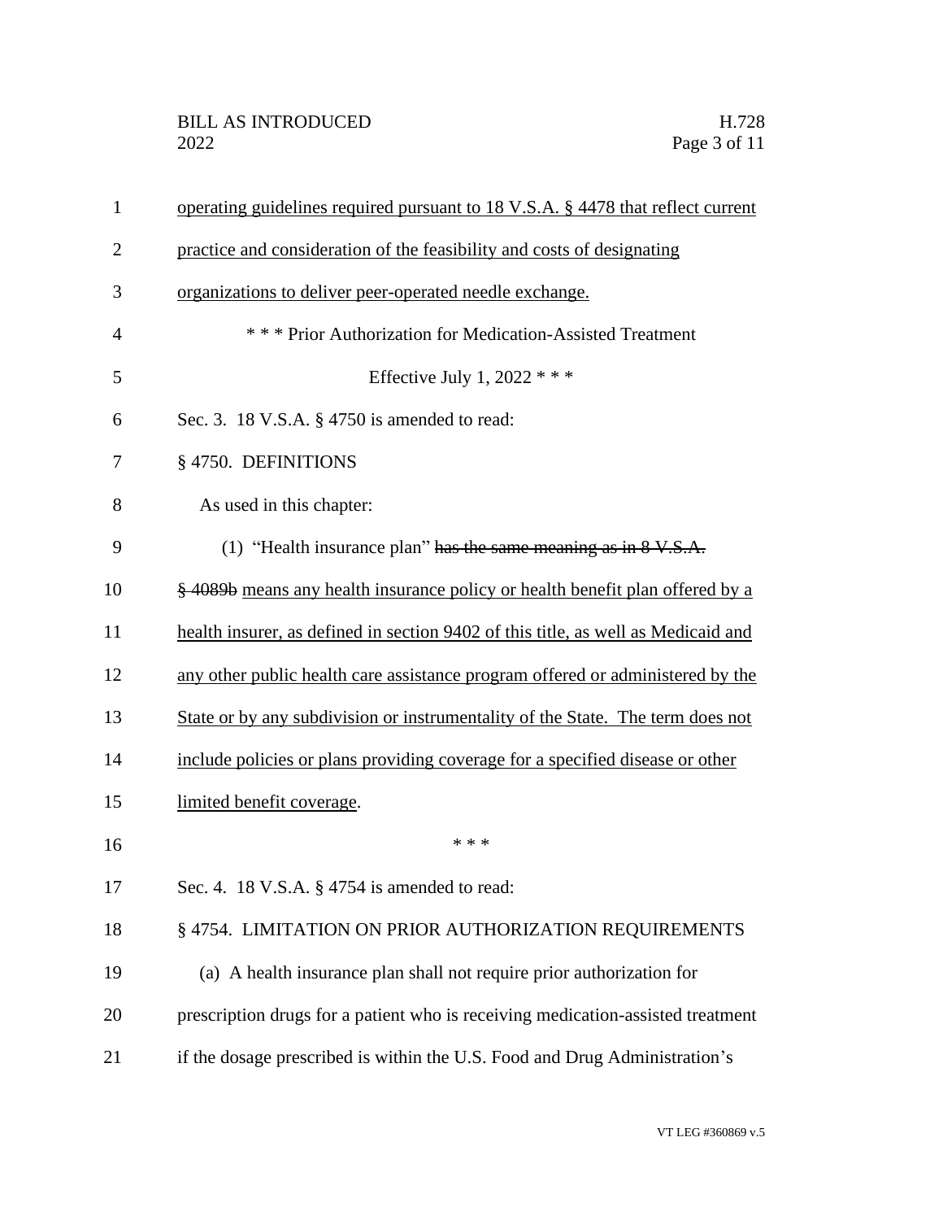operating guidelines required pursuant to 18 V.S.A. § 4478 that reflect current practice and consideration of the feasibility and costs of designating organizations to deliver peer-operated needle exchange.

\* \* \* Prior Authorization for Medication-Assisted Treatment

Effective July 1, 2022 \* \* \*

Sec. 3. 18 V.S.A. § 4750 is amended to read:

§ 4750. DEFINITIONS

As used in this chapter:

(1) "Health insurance plan" ~~has the same meaning as in 8 V.S.A. § 4089b~~ means any health insurance policy or health benefit plan offered by a health insurer, as defined in section 9402 of this title, as well as Medicaid and any other public health care assistance program offered or administered by the State or by any subdivision or instrumentality of the State. The term does not include policies or plans providing coverage for a specified disease or other limited benefit coverage.

\* \* \*

Sec. 4. 18 V.S.A. § 4754 is amended to read:

§ 4754. LIMITATION ON PRIOR AUTHORIZATION REQUIREMENTS

(a) A health insurance plan shall not require prior authorization for prescription drugs for a patient who is receiving medication-assisted treatment if the dosage prescribed is within the U.S. Food and Drug Administration's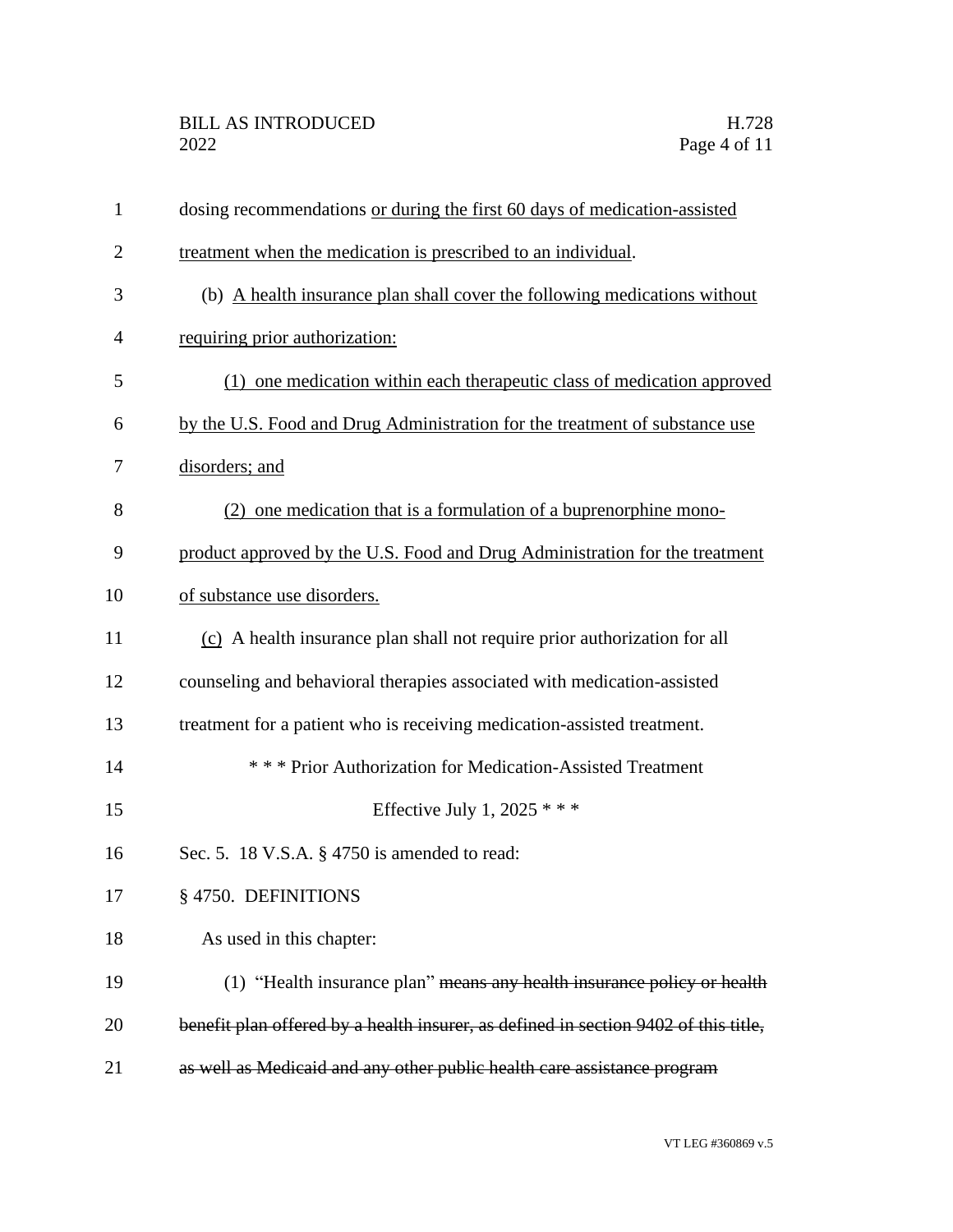dosing recommendations <u>or during the first 60 days of medication-assisted treatment when the medication is prescribed to an individual</u>.

(b) <u>A health insurance plan shall cover the following medications without requiring prior authorization:</u>

<u>(1) one medication within each therapeutic class of medication approved by the U.S. Food and Drug Administration for the treatment of substance use disorders; and</u>

<u>(2) one medication that is a formulation of a buprenorphine mono-product approved by the U.S. Food and Drug Administration for the treatment of substance use disorders.</u>

<u>(c)</u> A health insurance plan shall not require prior authorization for all counseling and behavioral therapies associated with medication-assisted treatment for a patient who is receiving medication-assisted treatment.

\* \* \* Prior Authorization for Medication-Assisted Treatment Effective July 1, 2025 \* \* \*

Sec. 5. 18 V.S.A. § 4750 is amended to read:

§ 4750. DEFINITIONS

As used in this chapter:

(1) "Health insurance plan" ~~means any health insurance policy or health benefit plan offered by a health insurer, as defined in section 9402 of this title, as well as Medicaid and any other public health care assistance program~~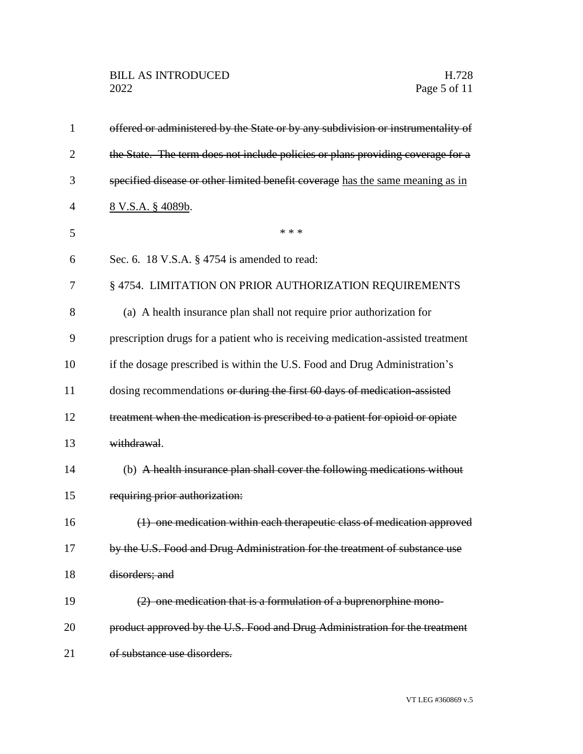~~offered or administered by the State or by any subdivision or instrumentality of the State. The term does not include policies or plans providing coverage for a specified disease or other limited benefit coverage~~ has the same meaning as in 8 V.S.A. § 4089b.

\* \* \*

Sec. 6. 18 V.S.A. § 4754 is amended to read:

§ 4754. LIMITATION ON PRIOR AUTHORIZATION REQUIREMENTS

(a) A health insurance plan shall not require prior authorization for prescription drugs for a patient who is receiving medication-assisted treatment if the dosage prescribed is within the U.S. Food and Drug Administration's dosing recommendations ~~or during the first 60 days of medication-assisted treatment when the medication is prescribed to a patient for opioid or opiate withdrawal~~.

(b) ~~A health insurance plan shall cover the following medications without requiring prior authorization:~~

~~(1) one medication within each therapeutic class of medication approved by the U.S. Food and Drug Administration for the treatment of substance use disorders; and~~

~~(2) one medication that is a formulation of a buprenorphine mono-product approved by the U.S. Food and Drug Administration for the treatment of substance use disorders.~~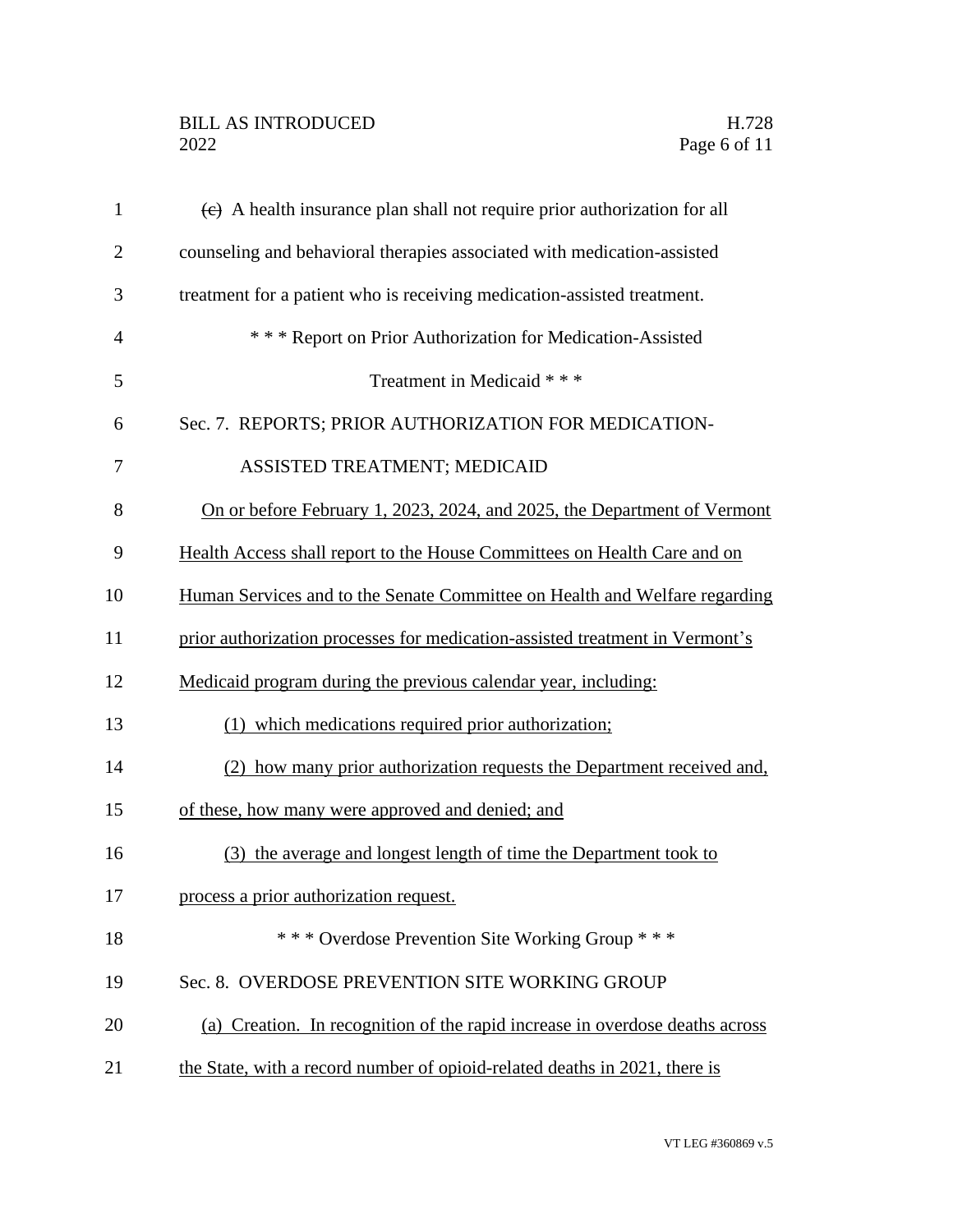~~(c)~~ A health insurance plan shall not require prior authorization for all counseling and behavioral therapies associated with medication-assisted treatment for a patient who is receiving medication-assisted treatment.

\* \* \* Report on Prior Authorization for Medication-Assisted Treatment in Medicaid \* \* \*

Sec. 7. REPORTS; PRIOR AUTHORIZATION FOR MEDICATION-ASSISTED TREATMENT; MEDICAID

<u>On or before February 1, 2023, 2024, and 2025, the Department of Vermont Health Access shall report to the House Committees on Health Care and on Human Services and to the Senate Committee on Health and Welfare regarding prior authorization processes for medication-assisted treatment in Vermont's Medicaid program during the previous calendar year, including:</u>

<u>(1) which medications required prior authorization;</u>

<u>(2) how many prior authorization requests the Department received and, of these, how many were approved and denied; and</u>

<u>(3) the average and longest length of time the Department took to process a prior authorization request.</u>

\* \* \* Overdose Prevention Site Working Group \* \* \*

Sec. 8. OVERDOSE PREVENTION SITE WORKING GROUP

<u>(a) Creation. In recognition of the rapid increase in overdose deaths across the State, with a record number of opioid-related deaths in 2021, there is</u>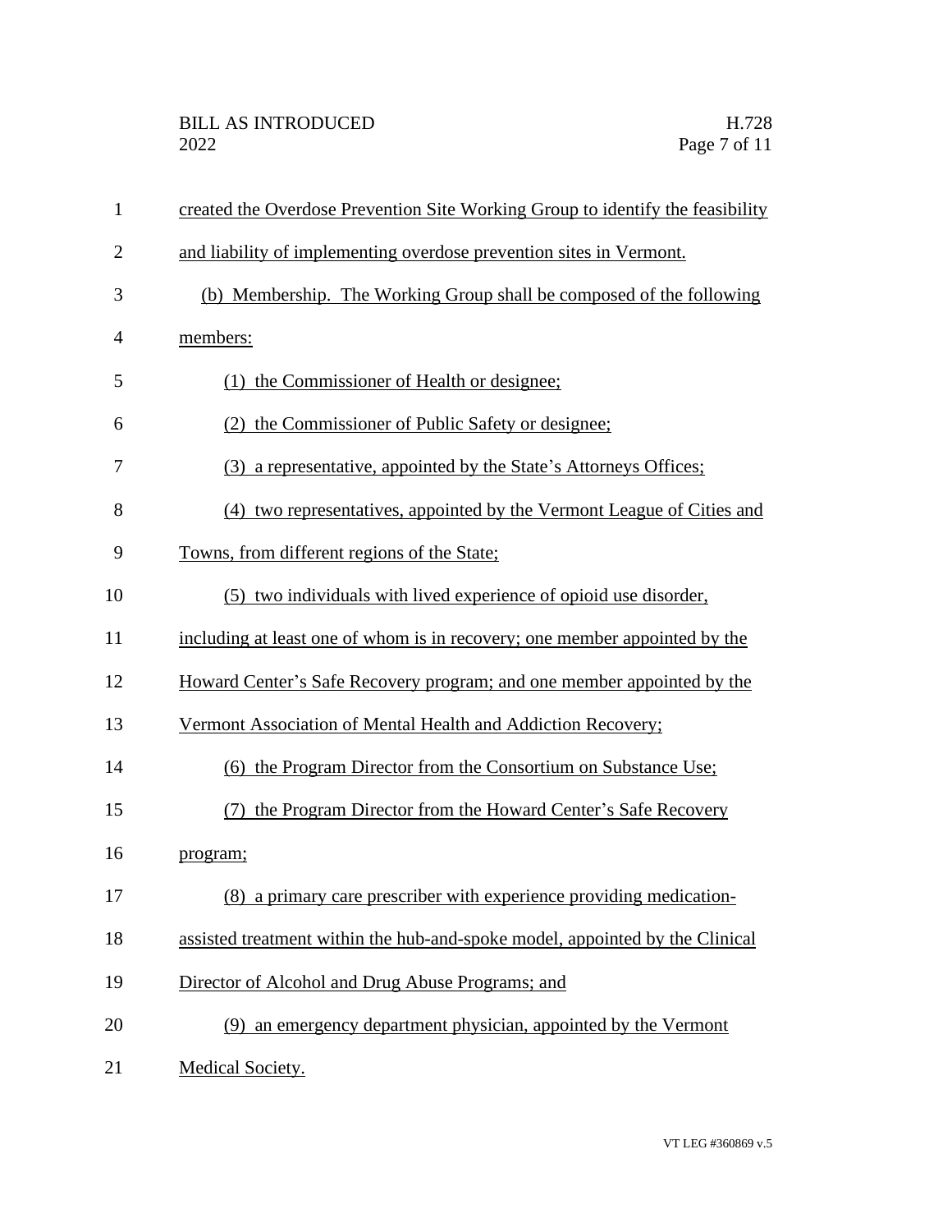created the Overdose Prevention Site Working Group to identify the feasibility and liability of implementing overdose prevention sites in Vermont.

(b) Membership. The Working Group shall be composed of the following members:

(1) the Commissioner of Health or designee;

(2) the Commissioner of Public Safety or designee;

(3) a representative, appointed by the State's Attorneys Offices;

(4) two representatives, appointed by the Vermont League of Cities and Towns, from different regions of the State;

(5) two individuals with lived experience of opioid use disorder, including at least one of whom is in recovery; one member appointed by the Howard Center's Safe Recovery program; and one member appointed by the Vermont Association of Mental Health and Addiction Recovery;

(6) the Program Director from the Consortium on Substance Use;

(7) the Program Director from the Howard Center's Safe Recovery program;

(8) a primary care prescriber with experience providing medication-assisted treatment within the hub-and-spoke model, appointed by the Clinical Director of Alcohol and Drug Abuse Programs; and

(9) an emergency department physician, appointed by the Vermont Medical Society.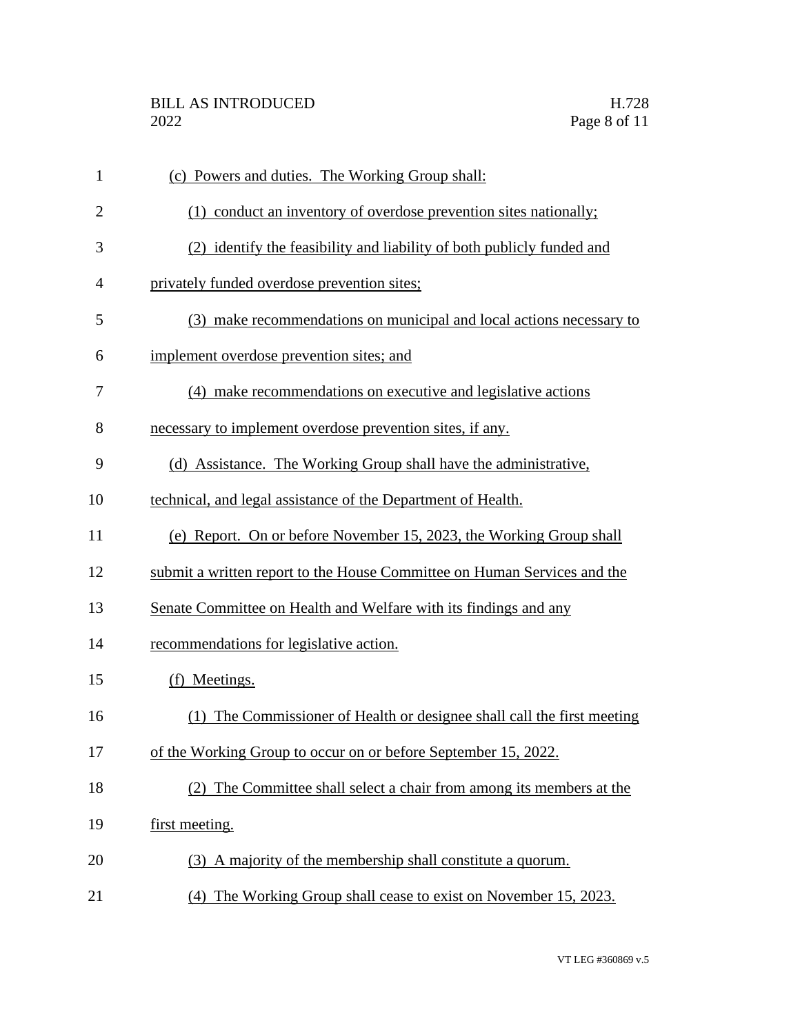(c) Powers and duties. The Working Group shall:

(1) conduct an inventory of overdose prevention sites nationally;

(2) identify the feasibility and liability of both publicly funded and privately funded overdose prevention sites;

(3) make recommendations on municipal and local actions necessary to implement overdose prevention sites; and

(4) make recommendations on executive and legislative actions necessary to implement overdose prevention sites, if any.

(d) Assistance. The Working Group shall have the administrative, technical, and legal assistance of the Department of Health.

(e) Report. On or before November 15, 2023, the Working Group shall submit a written report to the House Committee on Human Services and the Senate Committee on Health and Welfare with its findings and any recommendations for legislative action.

(f) Meetings.

(1) The Commissioner of Health or designee shall call the first meeting of the Working Group to occur on or before September 15, 2022.

(2) The Committee shall select a chair from among its members at the first meeting.

(3) A majority of the membership shall constitute a quorum.

(4) The Working Group shall cease to exist on November 15, 2023.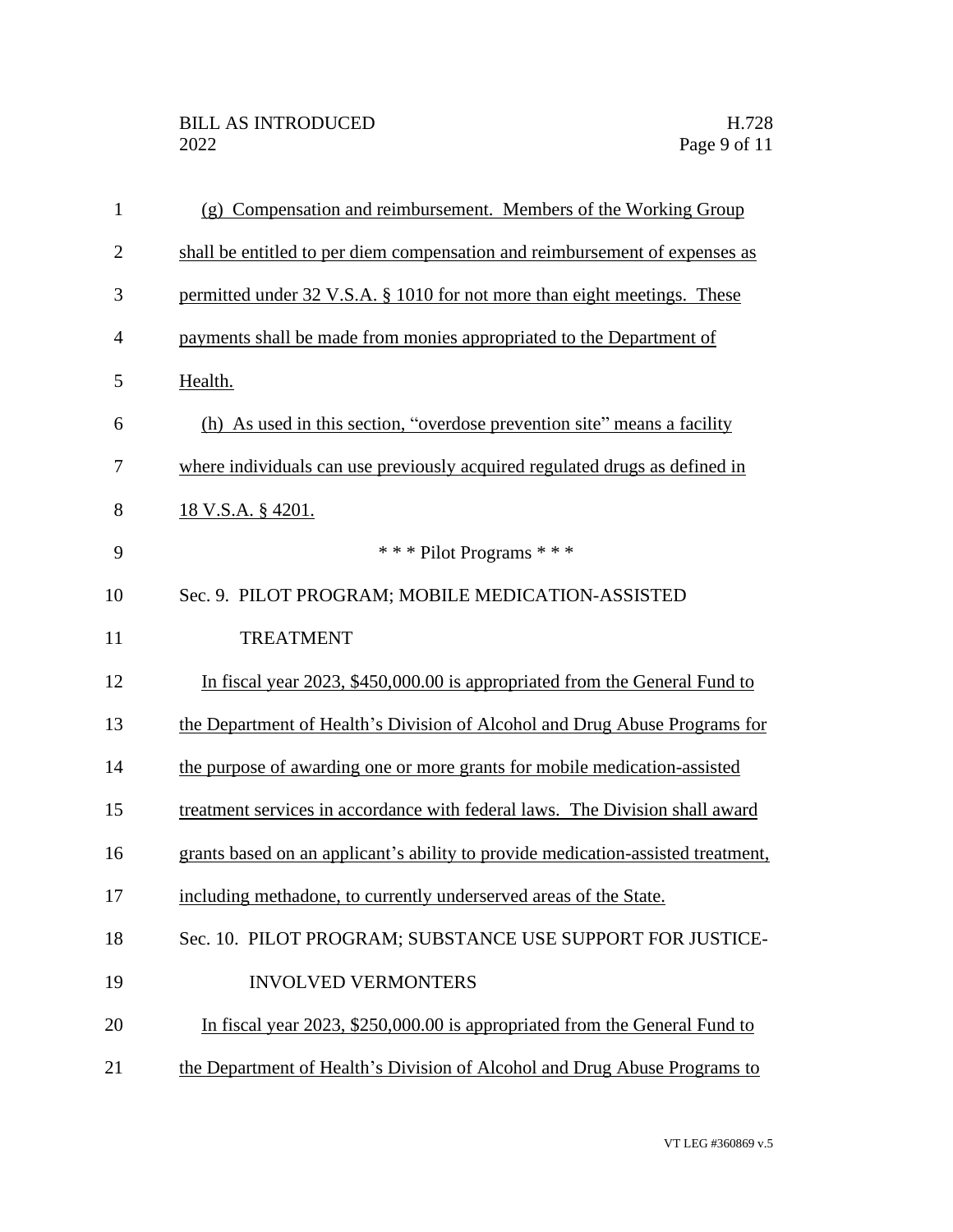(g) Compensation and reimbursement. Members of the Working Group shall be entitled to per diem compensation and reimbursement of expenses as permitted under 32 V.S.A. § 1010 for not more than eight meetings. These payments shall be made from monies appropriated to the Department of Health.

(h) As used in this section, "overdose prevention site" means a facility where individuals can use previously acquired regulated drugs as defined in 18 V.S.A. § 4201.

\* \* \* Pilot Programs \* \* \*

Sec. 9. PILOT PROGRAM; MOBILE MEDICATION-ASSISTED TREATMENT

In fiscal year 2023, $450,000.00 is appropriated from the General Fund to the Department of Health's Division of Alcohol and Drug Abuse Programs for the purpose of awarding one or more grants for mobile medication-assisted treatment services in accordance with federal laws. The Division shall award grants based on an applicant's ability to provide medication-assisted treatment, including methadone, to currently underserved areas of the State.

Sec. 10. PILOT PROGRAM; SUBSTANCE USE SUPPORT FOR JUSTICE-INVOLVED VERMONTERS

In fiscal year 2023, $250,000.00 is appropriated from the General Fund to the Department of Health's Division of Alcohol and Drug Abuse Programs to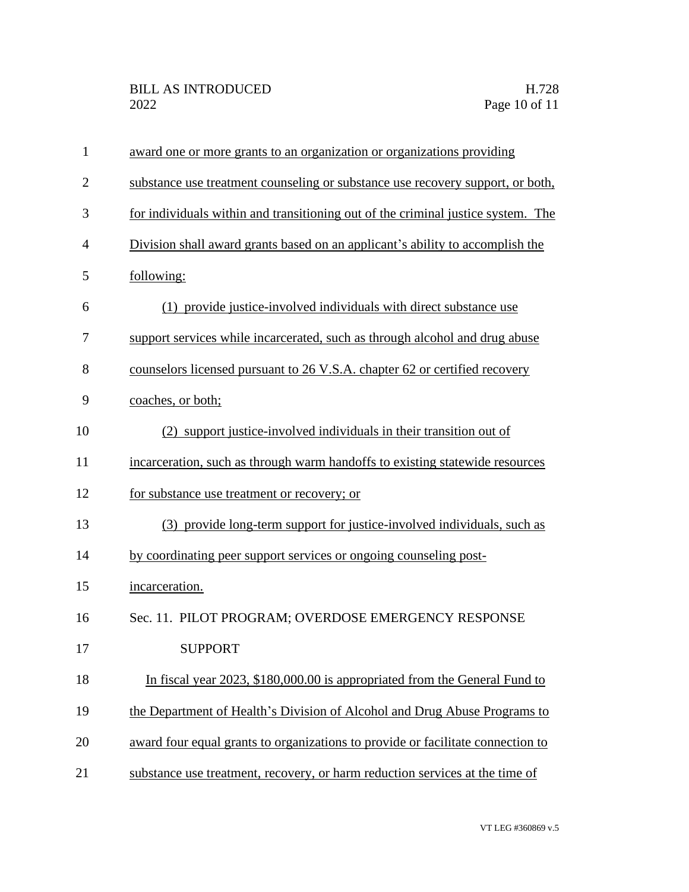award one or more grants to an organization or organizations providing substance use treatment counseling or substance use recovery support, or both, for individuals within and transitioning out of the criminal justice system. The Division shall award grants based on an applicant's ability to accomplish the following:

(1) provide justice-involved individuals with direct substance use support services while incarcerated, such as through alcohol and drug abuse counselors licensed pursuant to 26 V.S.A. chapter 62 or certified recovery coaches, or both;

(2) support justice-involved individuals in their transition out of incarceration, such as through warm handoffs to existing statewide resources for substance use treatment or recovery; or

(3) provide long-term support for justice-involved individuals, such as by coordinating peer support services or ongoing counseling post-incarceration.

Sec. 11. PILOT PROGRAM; OVERDOSE EMERGENCY RESPONSE SUPPORT

In fiscal year 2023, $180,000.00 is appropriated from the General Fund to the Department of Health's Division of Alcohol and Drug Abuse Programs to award four equal grants to organizations to provide or facilitate connection to substance use treatment, recovery, or harm reduction services at the time of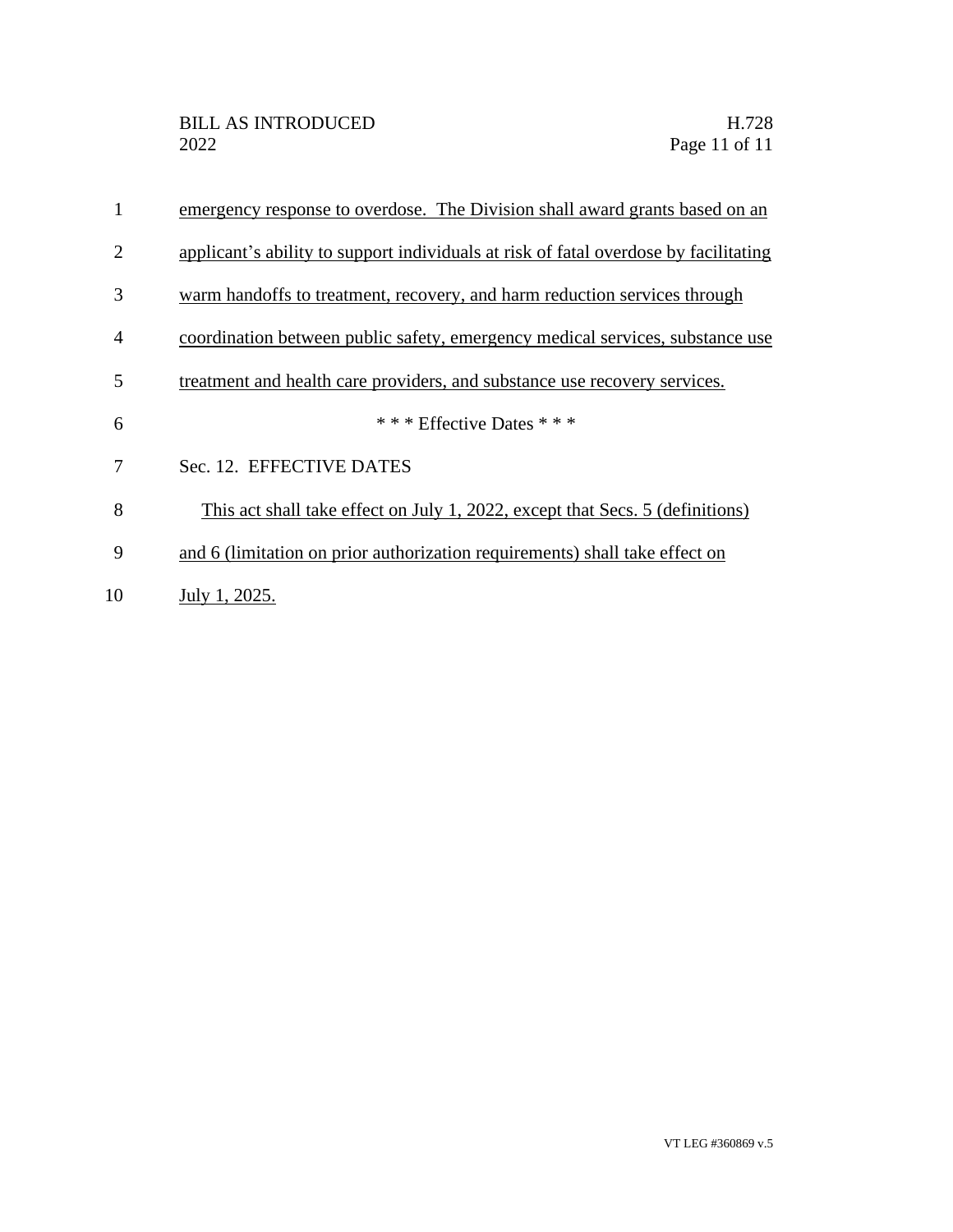emergency response to overdose. The Division shall award grants based on an applicant's ability to support individuals at risk of fatal overdose by facilitating warm handoffs to treatment, recovery, and harm reduction services through coordination between public safety, emergency medical services, substance use treatment and health care providers, and substance use recovery services.

\* \* \* Effective Dates \* \* \*

Sec. 12. EFFECTIVE DATES

This act shall take effect on July 1, 2022, except that Secs. 5 (definitions) and 6 (limitation on prior authorization requirements) shall take effect on July 1, 2025.

VT LEG #360869 v.5